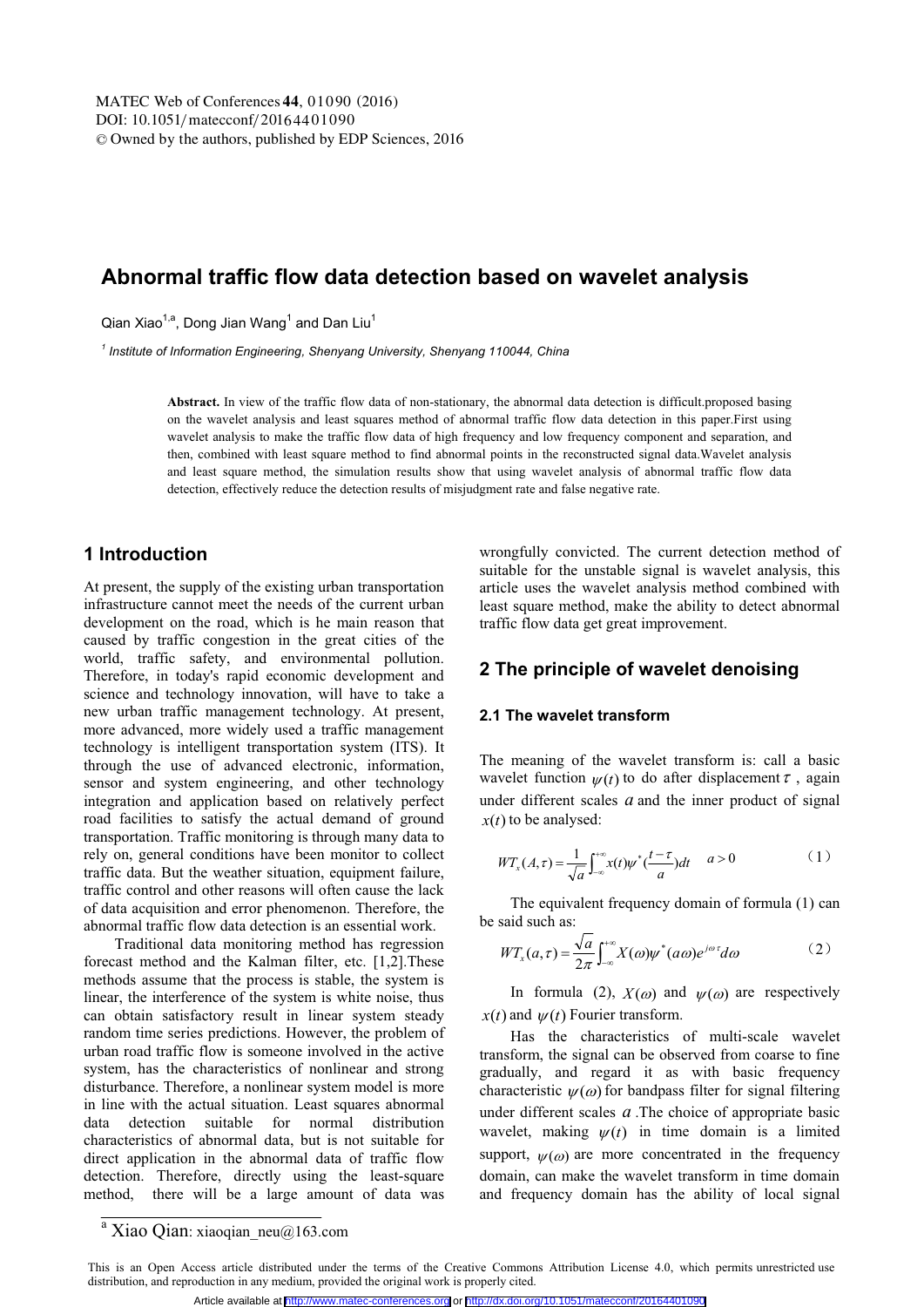# Abnormal traffic flow data detection based on wavelet analysis

Qian Xiao[1,a], Dong Jian Wang[1] and Dan Liu[1]

[1] Institute of Information Engineering, Shenyang University, Shenyang 110044, China

**Abstract.** In view of the traffic flow data of non-stationary, the abnormal data detection is difficult.proposed basing on the wavelet analysis and least squares method of abnormal traffic flow data detection in this paper.First using wavelet analysis to make the traffic flow data of high frequency and low frequency component and separation, and then, combined with least square method to find abnormal points in the reconstructed signal data.Wavelet analysis and least square method, the simulation results show that using wavelet analysis of abnormal traffic flow data detection, effectively reduce the detection results of misjudgment rate and false negative rate.

## 1 Introduction

At present, the supply of the existing urban transportation infrastructure cannot meet the needs of the current urban development on the road, which is he main reason that caused by traffic congestion in the great cities of the world, traffic safety, and environmental pollution. Therefore, in today's rapid economic development and science and technology innovation, will have to take a new urban traffic management technology. At present, more advanced, more widely used a traffic management technology is intelligent transportation system (ITS). It through the use of advanced electronic, information, sensor and system engineering, and other technology integration and application based on relatively perfect road facilities to satisfy the actual demand of ground transportation. Traffic monitoring is through many data to rely on, general conditions have been monitor to collect traffic data. But the weather situation, equipment failure, traffic control and other reasons will often cause the lack of data acquisition and error phenomenon. Therefore, the abnormal traffic flow data detection is an essential work.

Traditional data monitoring method has regression forecast method and the Kalman filter, etc. [1,2].These methods assume that the process is stable, the system is linear, the interference of the system is white noise, thus can obtain satisfactory result in linear system steady random time series predictions. However, the problem of urban road traffic flow is someone involved in the active system, has the characteristics of nonlinear and strong disturbance. Therefore, a nonlinear system model is more in line with the actual situation. Least squares abnormal data detection suitable for normal distribution characteristics of abnormal data, but is not suitable for direct application in the abnormal data of traffic flow detection. Therefore, directly using the least-square method, there will be a large amount of data was wrongfully convicted. The current detection method of suitable for the unstable signal is wavelet analysis, this article uses the wavelet analysis method combined with least square method, make the ability to detect abnormal traffic flow data get great improvement.

## 2 The principle of wavelet denoising

### 2.1 The wavelet transform

The meaning of the wavelet transform is: call a basic wavelet function $\psi(t)$ to do after displacement $\tau$, again under different scales $a$ and the inner product of signal $x(t)$ to be analysed:

$$WT_x(A,\tau)=\frac{1}{\sqrt{a}}\int_{-\infty}^{+\infty}x(t)\psi^*(\frac{t-\tau}{a})dt \quad a>0 \tag{1}$$

The equivalent frequency domain of formula (1) can be said such as:

$$WT_x(a,\tau)=\frac{\sqrt{a}}{2\pi}\int_{-\infty}^{+\infty}X(\omega)\psi^*(a\omega)e^{j\omega\tau}d\omega \tag{2}$$

In formula (2), $X(\omega)$ and $\psi(\omega)$ are respectively $x(t)$ and $\psi(t)$ Fourier transform.

Has the characteristics of multi-scale wavelet transform, the signal can be observed from coarse to fine gradually, and regard it as with basic frequency characteristic $\psi(\omega)$ for bandpass filter for signal filtering under different scales $a$ .The choice of appropriate basic wavelet, making $\psi(t)$ in time domain is a limited support, $\psi(\omega)$ are more concentrated in the frequency domain, can make the wavelet transform in time domain and frequency domain has the ability of local signal

[a] Xiao Qian: xiaoqian_neu@163.com

This is an Open Access article distributed under the terms of the Creative Commons Attribution License 4.0, which permits unrestricted use distribution, and reproduction in any medium, provided the original work is properly cited.

Article available at http://www.matec-conferences.org or http://dx.doi.org/10.1051/matecconf/20164401090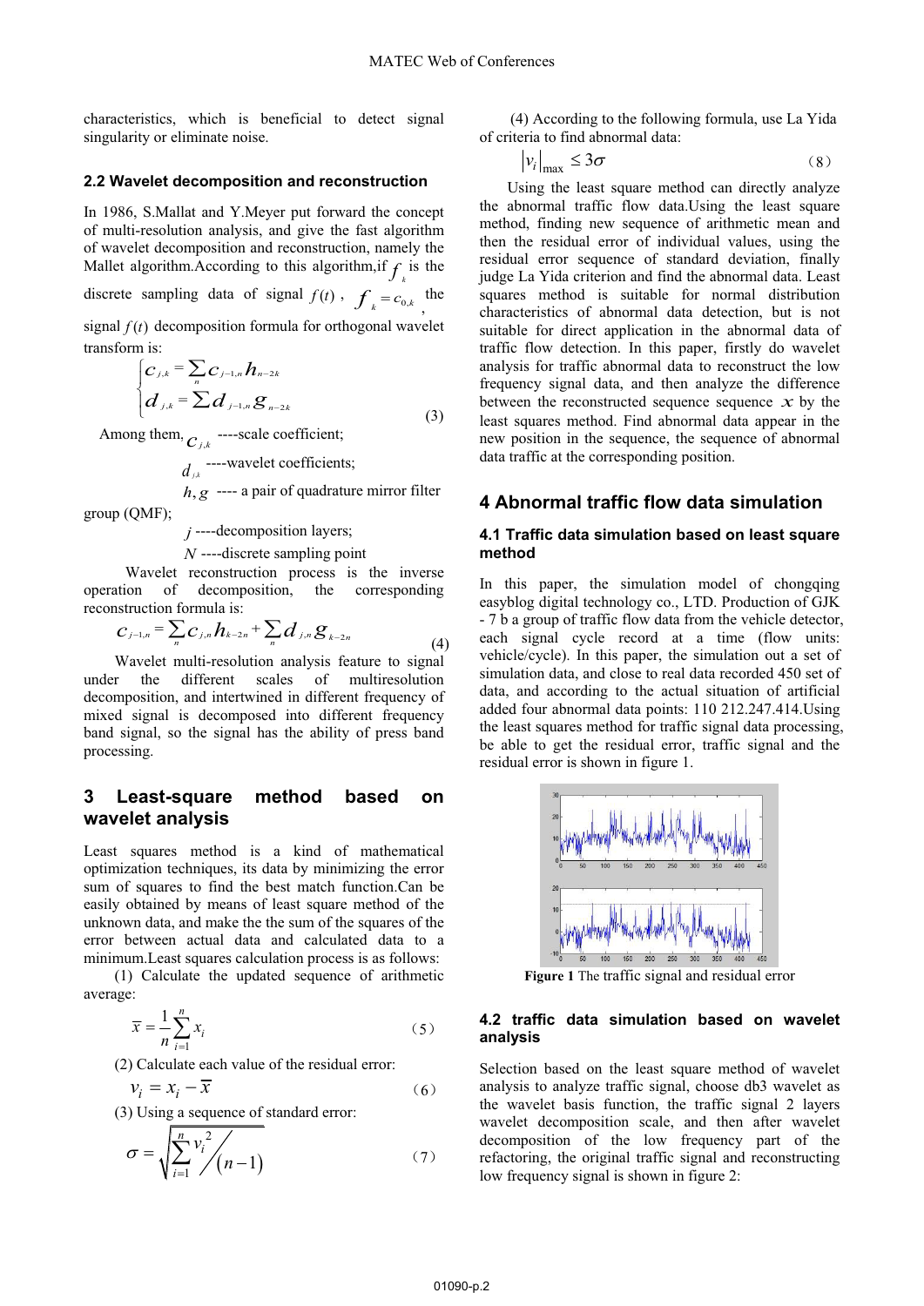characteristics, which is beneficial to detect signal singularity or eliminate noise.

### 2.2 Wavelet decomposition and reconstruction

In 1986, S.Mallat and Y.Meyer put forward the concept of multi-resolution analysis, and give the fast algorithm of wavelet decomposition and reconstruction, namely the Mallet algorithm.According to this algorithm,if $f_k$ is the discrete sampling data of signal $f(t)$, $f_k = c_{0,k}$, the signal $f(t)$ decomposition formula for orthogonal wavelet transform is:

$$\begin{cases} c_{j,k} = \sum_n c_{j-1,n} h_{n-2k} \\ d_{j,k} = \sum d_{j-1,n} g_{n-2k} \end{cases} \tag{3}$$

Among them, $c_{j,k}$ ----scale coefficient;

$d_{j,k}$ ----wavelet coefficients;

$h, g$ ---- a pair of quadrature mirror filter group (QMF);

$j$ ----decomposition layers;

$N$ ----discrete sampling point

Wavelet reconstruction process is the inverse operation of decomposition, the corresponding reconstruction formula is:

$$c_{j-1,n} = \sum_n c_{j,n} h_{k-2n} + \sum_n d_{j,n} g_{k-2n} \tag{4}$$

Wavelet multi-resolution analysis feature to signal under the different scales of multiresolution decomposition, and intertwined in different frequency of mixed signal is decomposed into different frequency band signal, so the signal has the ability of press band processing.

## 3 Least-square method based on wavelet analysis

Least squares method is a kind of mathematical optimization techniques, its data by minimizing the error sum of squares to find the best match function.Can be easily obtained by means of least square method of the unknown data, and make the the sum of the squares of the error between actual data and calculated data to a minimum.Least squares calculation process is as follows:

(1) Calculate the updated sequence of arithmetic average:

$$\bar{x} = \frac{1}{n}\sum_{i=1}^{n} x_i \tag{5}$$

(2) Calculate each value of the residual error:

$$v_i = x_i - \bar{x} \tag{6}$$

(3) Using a sequence of standard error:

$$\sigma = \sqrt{\sum_{i=1}^{n} v_i^2 \Big/ (n-1)} \tag{7}$$

(4) According to the following formula, use La Yida of criteria to find abnormal data:

$$|v_i|_{\max} \leq 3\sigma \tag{8}$$

Using the least square method can directly analyze the abnormal traffic flow data.Using the least square method, finding new sequence of arithmetic mean and then the residual error of individual values, using the residual error sequence of standard deviation, finally judge La Yida criterion and find the abnormal data. Least squares method is suitable for normal distribution characteristics of abnormal data detection, but is not suitable for direct application in the abnormal data of traffic flow detection. In this paper, firstly do wavelet analysis for traffic abnormal data to reconstruct the low frequency signal data, and then analyze the difference between the reconstructed sequence sequence $x$ by the least squares method. Find abnormal data appear in the new position in the sequence, the sequence of abnormal data traffic at the corresponding position.

## 4 Abnormal traffic flow data simulation

### 4.1 Traffic data simulation based on least square method

In this paper, the simulation model of chongqing easyblog digital technology co., LTD. Production of GJK - 7 b a group of traffic flow data from the vehicle detector, each signal cycle record at a time (flow units: vehicle/cycle). In this paper, the simulation out a set of simulation data, and close to real data recorded 450 set of data, and according to the actual situation of artificial added four abnormal data points: 110 212.247.414.Using the least squares method for traffic signal data processing, be able to get the residual error, traffic signal and the residual error is shown in figure 1.

**Figure 1** The traffic signal and residual error

### 4.2 traffic data simulation based on wavelet analysis

Selection based on the least square method of wavelet analysis to analyze traffic signal, choose db3 wavelet as the wavelet basis function, the traffic signal 2 layers wavelet decomposition scale, and then after wavelet decomposition of the low frequency part of the refactoring, the original traffic signal and reconstructing low frequency signal is shown in figure 2: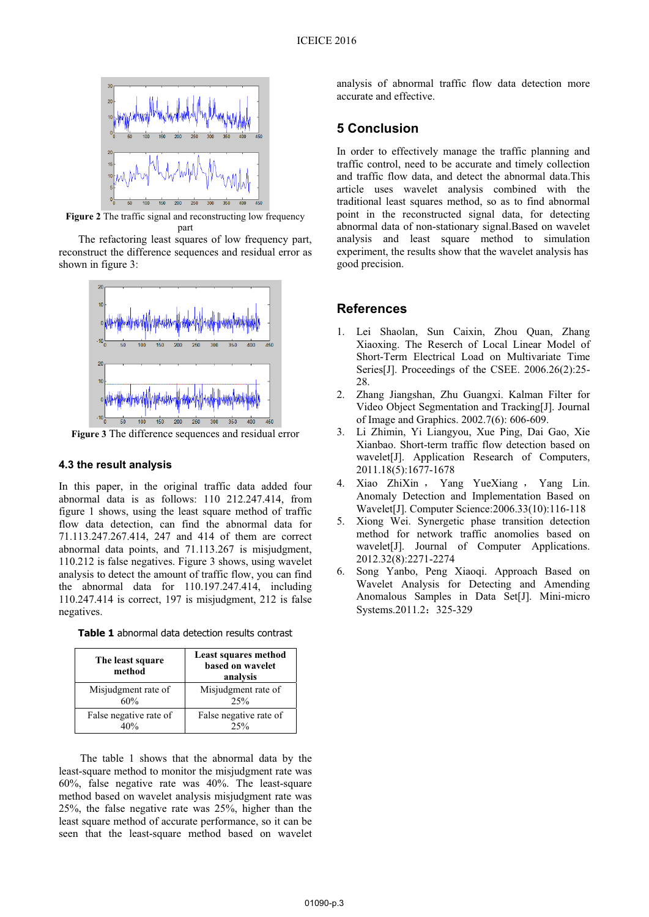Figure 2 The traffic signal and reconstructing low frequency part

The refactoring least squares of low frequency part, reconstruct the difference sequences and residual error as shown in figure 3:

Figure 3 The difference sequences and residual error

### 4.3 the result analysis

In this paper, in the original traffic data added four abnormal data is as follows: 110 212.247.414, from figure 1 shows, using the least square method of traffic flow data detection, can find the abnormal data for 71.113.247.267.414, 247 and 414 of them are correct abnormal data points, and 71.113.267 is misjudgment, 110.212 is false negatives. Figure 3 shows, using wavelet analysis to detect the amount of traffic flow, you can find the abnormal data for 110.197.247.414, including 110.247.414 is correct, 197 is misjudgment, 212 is false negatives.

**Table 1** abnormal data detection results contrast

| The least square method | Least squares method based on wavelet analysis |
|---|---|
| Misjudgment rate of 60% | Misjudgment rate of 25% |
| False negative rate of 40% | False negative rate of 25% |

The table 1 shows that the abnormal data by the least-square method to monitor the misjudgment rate was 60%, false negative rate was 40%. The least-square method based on wavelet analysis misjudgment rate was 25%, the false negative rate was 25%, higher than the least square method of accurate performance, so it can be seen that the least-square method based on wavelet analysis of abnormal traffic flow data detection more accurate and effective.

## 5 Conclusion

In order to effectively manage the traffic planning and traffic control, need to be accurate and timely collection and traffic flow data, and detect the abnormal data.This article uses wavelet analysis combined with the traditional least squares method, so as to find abnormal point in the reconstructed signal data, for detecting abnormal data of non-stationary signal.Based on wavelet analysis and least square method to simulation experiment, the results show that the wavelet analysis has good precision.

## References

1. Lei Shaolan, Sun Caixin, Zhou Quan, Zhang Xiaoxing. The Reserch of Local Linear Model of Short-Term Electrical Load on Multivariate Time Series[J]. Proceedings of the CSEE. 2006.26(2):25-28.
2. Zhang Jiangshan, Zhu Guangxi. Kalman Filter for Video Object Segmentation and Tracking[J]. Journal of Image and Graphics. 2002.7(6): 606-609.
3. Li Zhimin, Yi Liangyou, Xue Ping, Dai Gao, Xie Xianbao. Short-term traffic flow detection based on wavelet[J]. Application Research of Computers, 2011.18(5):1677-1678
4. Xiao ZhiXin，Yang YueXiang，Yang Lin. Anomaly Detection and Implementation Based on Wavelet[J]. Computer Science:2006.33(10):116-118
5. Xiong Wei. Synergetic phase transition detection method for network traffic anomolies based on wavelet[J]. Journal of Computer Applications. 2012.32(8):2271-2274
6. Song Yanbo, Peng Xiaoqi. Approach Based on Wavelet Analysis for Detecting and Amending Anomalous Samples in Data Set[J]. Mini-micro Systems.2011.2：325-329